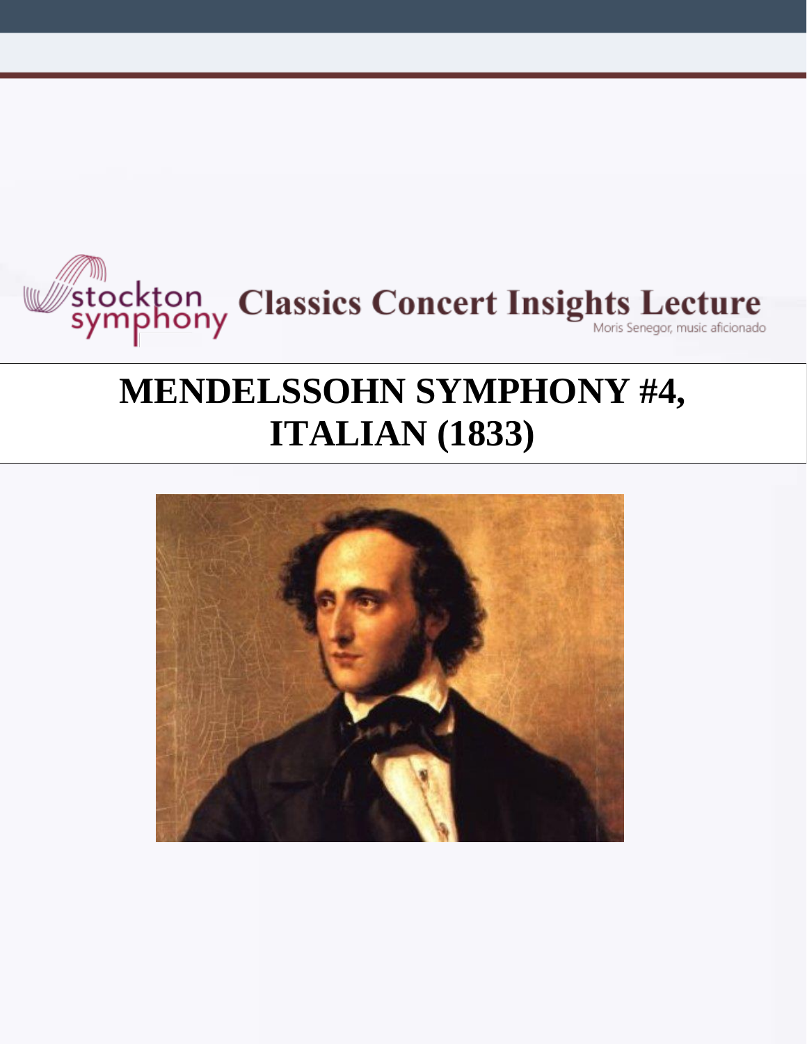stockton symphony **Classics Concert Insights Lecture**

Moris Senegor, music aficionado

# MENDELSSOHN SYMPHONY #4, ITALIAN (1833)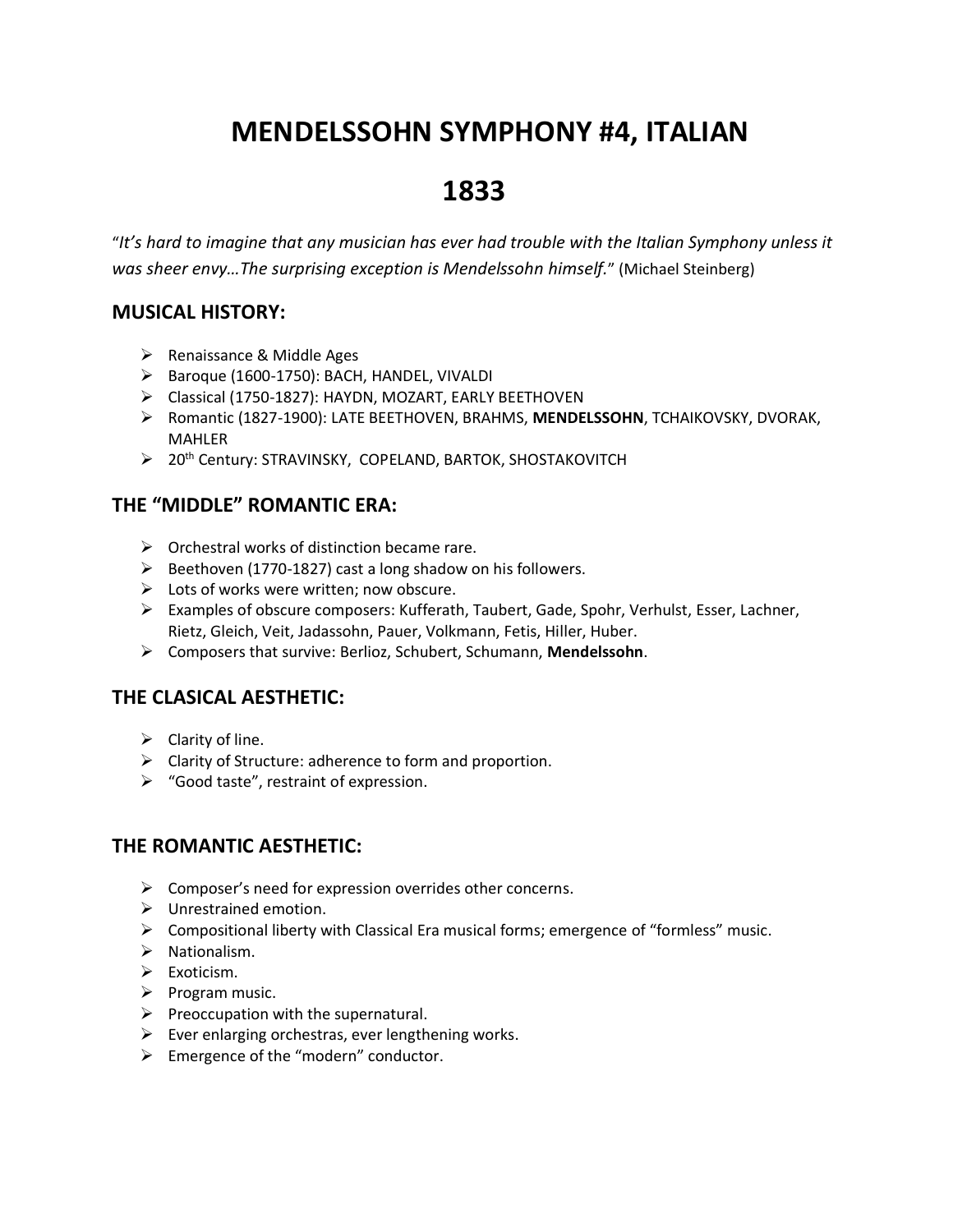# MENDELSSOHN SYMPHONY #4, ITALIAN

# 1833

"*It's hard to imagine that any musician has ever had trouble with the Italian Symphony unless it was sheer envy…The surprising exception is Mendelssohn himself.*" (Michael Steinberg)

## MUSICAL HISTORY:

- Renaissance & Middle Ages
- Baroque (1600-1750): BACH, HANDEL, VIVALDI
- Classical (1750-1827): HAYDN, MOZART, EARLY BEETHOVEN
- Romantic (1827-1900): LATE BEETHOVEN, BRAHMS, **MENDELSSOHN**, TCHAIKOVSKY, DVORAK, MAHLER
- 20th Century: STRAVINSKY, COPELAND, BARTOK, SHOSTAKOVITCH

## THE "MIDDLE" ROMANTIC ERA:

- Orchestral works of distinction became rare.
- Beethoven (1770-1827) cast a long shadow on his followers.
- Lots of works were written; now obscure.
- Examples of obscure composers: Kufferath, Taubert, Gade, Spohr, Verhulst, Esser, Lachner, Rietz, Gleich, Veit, Jadassohn, Pauer, Volkmann, Fetis, Hiller, Huber.
- Composers that survive: Berlioz, Schubert, Schumann, **Mendelssohn**.

## THE CLASICAL AESTHETIC:

- Clarity of line.
- Clarity of Structure: adherence to form and proportion.
- "Good taste", restraint of expression.

## THE ROMANTIC AESTHETIC:

- Composer's need for expression overrides other concerns.
- Unrestrained emotion.
- Compositional liberty with Classical Era musical forms; emergence of "formless" music.
- Nationalism.
- Exoticism.
- Program music.
- Preoccupation with the supernatural.
- Ever enlarging orchestras, ever lengthening works.
- Emergence of the "modern" conductor.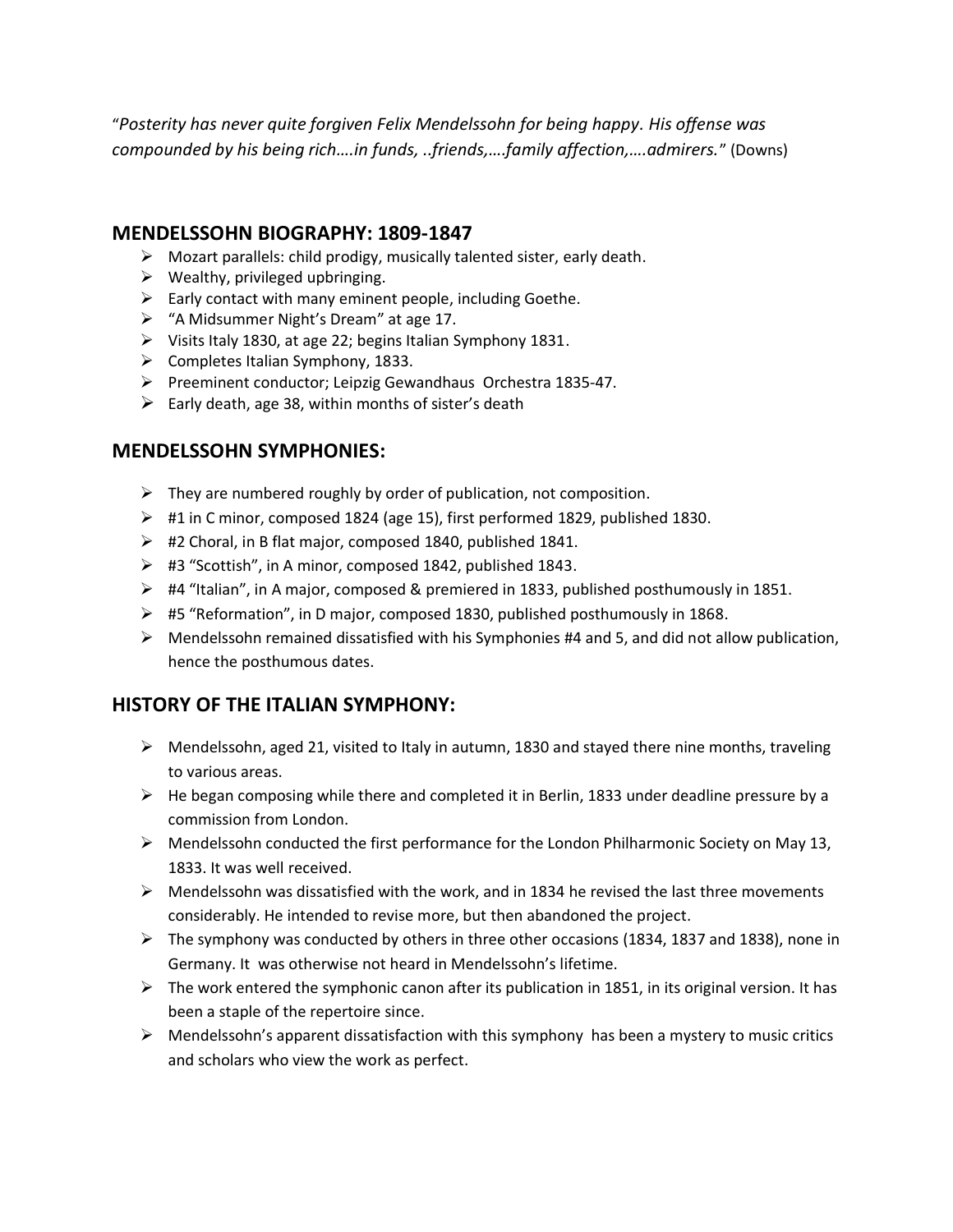"*Posterity has never quite forgiven Felix Mendelssohn for being happy. His offense was compounded by his being rich….in funds, ..friends,….family affection,….admirers.*" (Downs)

## MENDELSSOHN BIOGRAPHY: 1809-1847

- Mozart parallels: child prodigy, musically talented sister, early death.
- Wealthy, privileged upbringing.
- Early contact with many eminent people, including Goethe.
- "A Midsummer Night's Dream" at age 17.
- Visits Italy 1830, at age 22; begins Italian Symphony 1831.
- Completes Italian Symphony, 1833.
- Preeminent conductor; Leipzig Gewandhaus Orchestra 1835-47.
- Early death, age 38, within months of sister's death

## MENDELSSOHN SYMPHONIES:

- They are numbered roughly by order of publication, not composition.
- #1 in C minor, composed 1824 (age 15), first performed 1829, published 1830.
- #2 Choral, in B flat major, composed 1840, published 1841.
- #3 "Scottish", in A minor, composed 1842, published 1843.
- #4 "Italian", in A major, composed & premiered in 1833, published posthumously in 1851.
- #5 "Reformation", in D major, composed 1830, published posthumously in 1868.
- Mendelssohn remained dissatisfied with his Symphonies #4 and 5, and did not allow publication, hence the posthumous dates.

## HISTORY OF THE ITALIAN SYMPHONY:

- Mendelssohn, aged 21, visited to Italy in autumn, 1830 and stayed there nine months, traveling to various areas.
- He began composing while there and completed it in Berlin, 1833 under deadline pressure by a commission from London.
- Mendelssohn conducted the first performance for the London Philharmonic Society on May 13, 1833. It was well received.
- Mendelssohn was dissatisfied with the work, and in 1834 he revised the last three movements considerably. He intended to revise more, but then abandoned the project.
- The symphony was conducted by others in three other occasions (1834, 1837 and 1838), none in Germany. It was otherwise not heard in Mendelssohn's lifetime.
- The work entered the symphonic canon after its publication in 1851, in its original version. It has been a staple of the repertoire since.
- Mendelssohn's apparent dissatisfaction with this symphony has been a mystery to music critics and scholars who view the work as perfect.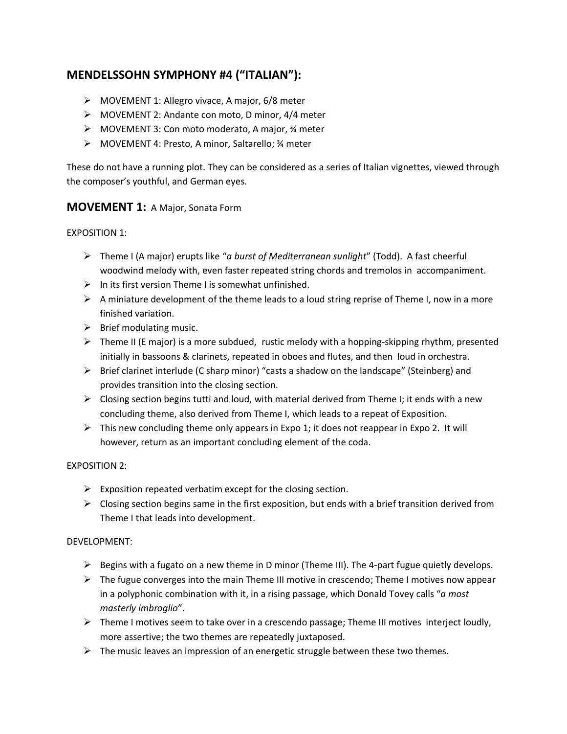## MENDELSSOHN SYMPHONY #4 ("ITALIAN"):

- MOVEMENT 1: Allegro vivace, A major, 6/8 meter
- MOVEMENT 2: Andante con moto, D minor, 4/4 meter
- MOVEMENT 3: Con moto moderato, A major, ¾ meter
- MOVEMENT 4: Presto, A minor, Saltarello; ¾ meter

These do not have a running plot. They can be considered as a series of Italian vignettes, viewed through the composer's youthful, and German eyes.

## MOVEMENT 1: A Major, Sonata Form

EXPOSITION 1:

- Theme I (A major) erupts like "*a burst of Mediterranean sunlight*" (Todd). A fast cheerful woodwind melody with, even faster repeated string chords and tremolos in accompaniment.
- In its first version Theme I is somewhat unfinished.
- A miniature development of the theme leads to a loud string reprise of Theme I, now in a more finished variation.
- Brief modulating music.
- Theme II (E major) is a more subdued, rustic melody with a hopping-skipping rhythm, presented initially in bassoons & clarinets, repeated in oboes and flutes, and then loud in orchestra.
- Brief clarinet interlude (C sharp minor) "casts a shadow on the landscape" (Steinberg) and provides transition into the closing section.
- Closing section begins tutti and loud, with material derived from Theme I; it ends with a new concluding theme, also derived from Theme I, which leads to a repeat of Exposition.
- This new concluding theme only appears in Expo 1; it does not reappear in Expo 2. It will however, return as an important concluding element of the coda.

EXPOSITION 2:

- Exposition repeated verbatim except for the closing section.
- Closing section begins same in the first exposition, but ends with a brief transition derived from Theme I that leads into development.

DEVELOPMENT:

- Begins with a fugato on a new theme in D minor (Theme III). The 4-part fugue quietly develops.
- The fugue converges into the main Theme III motive in crescendo; Theme I motives now appear in a polyphonic combination with it, in a rising passage, which Donald Tovey calls "*a most masterly imbroglio*".
- Theme I motives seem to take over in a crescendo passage; Theme III motives interject loudly, more assertive; the two themes are repeatedly juxtaposed.
- The music leaves an impression of an energetic struggle between these two themes.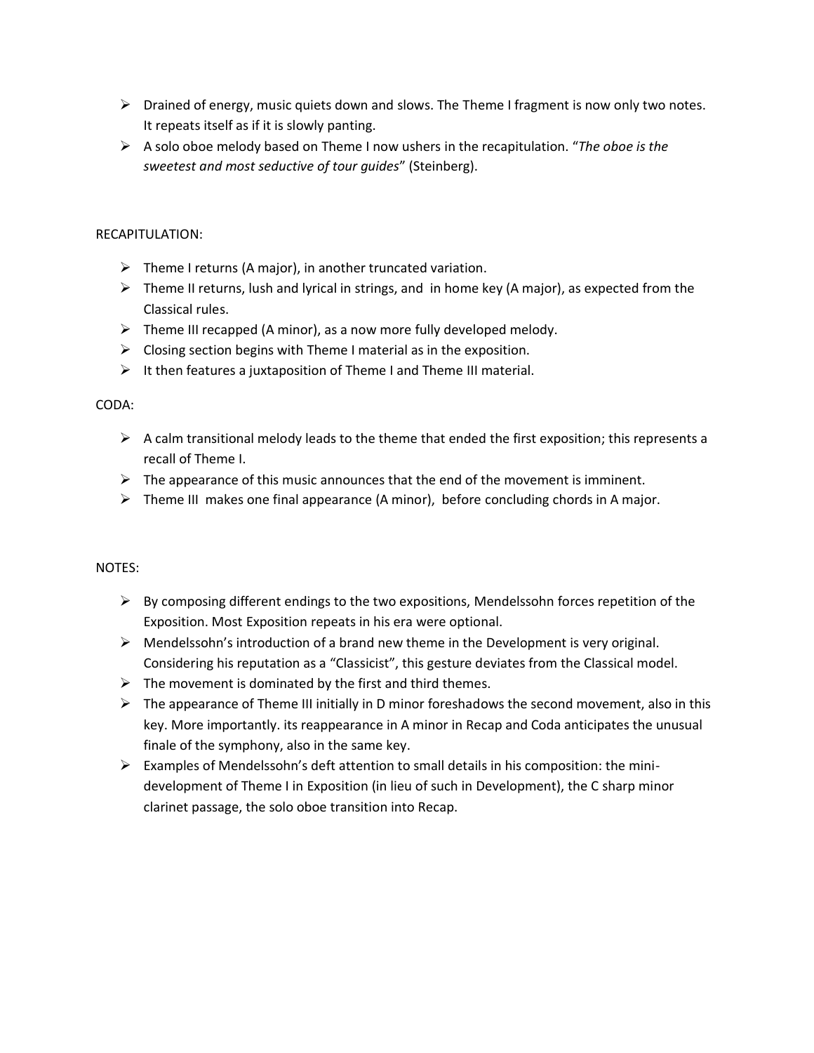- Drained of energy, music quiets down and slows. The Theme I fragment is now only two notes. It repeats itself as if it is slowly panting.
- A solo oboe melody based on Theme I now ushers in the recapitulation. "*The oboe is the sweetest and most seductive of tour guides*" (Steinberg).

RECAPITULATION:

- Theme I returns (A major), in another truncated variation.
- Theme II returns, lush and lyrical in strings, and in home key (A major), as expected from the Classical rules.
- Theme III recapped (A minor), as a now more fully developed melody.
- Closing section begins with Theme I material as in the exposition.
- It then features a juxtaposition of Theme I and Theme III material.

CODA:

- A calm transitional melody leads to the theme that ended the first exposition; this represents a recall of Theme I.
- The appearance of this music announces that the end of the movement is imminent.
- Theme III makes one final appearance (A minor), before concluding chords in A major.

NOTES:

- By composing different endings to the two expositions, Mendelssohn forces repetition of the Exposition. Most Exposition repeats in his era were optional.
- Mendelssohn's introduction of a brand new theme in the Development is very original. Considering his reputation as a "Classicist", this gesture deviates from the Classical model.
- The movement is dominated by the first and third themes.
- The appearance of Theme III initially in D minor foreshadows the second movement, also in this key. More importantly. its reappearance in A minor in Recap and Coda anticipates the unusual finale of the symphony, also in the same key.
- Examples of Mendelssohn's deft attention to small details in his composition: the mini-development of Theme I in Exposition (in lieu of such in Development), the C sharp minor clarinet passage, the solo oboe transition into Recap.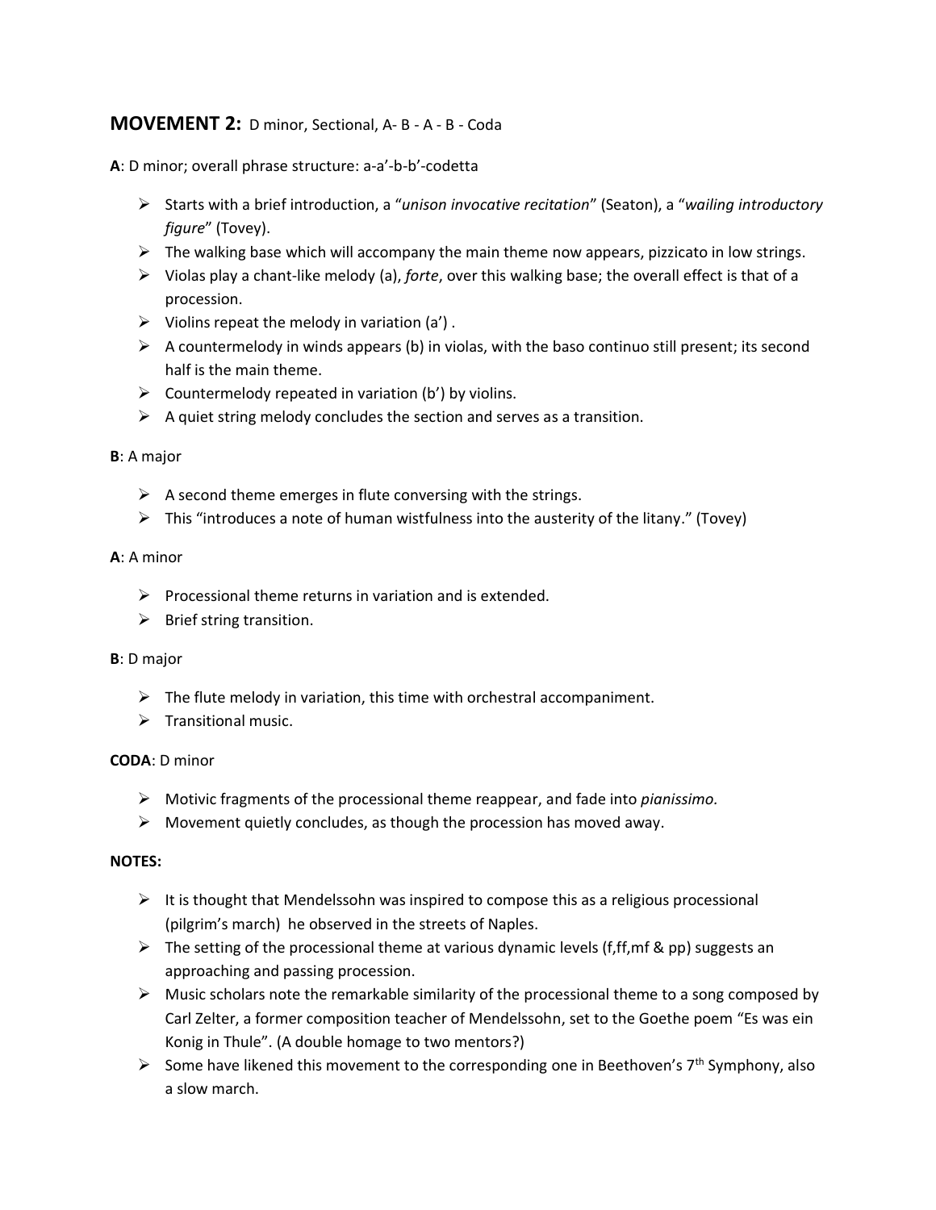## MOVEMENT 2: D minor, Sectional, A- B - A - B - Coda

**A**: D minor; overall phrase structure: a-a'-b-b'-codetta

- Starts with a brief introduction, a "*unison invocative recitation*" (Seaton), a "*wailing introductory figure*" (Tovey).
- The walking base which will accompany the main theme now appears, pizzicato in low strings.
- Violas play a chant-like melody (a), *forte*, over this walking base; the overall effect is that of a procession.
- Violins repeat the melody in variation (a') .
- A countermelody in winds appears (b) in violas, with the baso continuo still present; its second half is the main theme.
- Countermelody repeated in variation (b') by violins.
- A quiet string melody concludes the section and serves as a transition.

**B**: A major

- A second theme emerges in flute conversing with the strings.
- This "introduces a note of human wistfulness into the austerity of the litany." (Tovey)

**A**: A minor

- Processional theme returns in variation and is extended.
- Brief string transition.

**B**: D major

- The flute melody in variation, this time with orchestral accompaniment.
- Transitional music.

**CODA**: D minor

- Motivic fragments of the processional theme reappear, and fade into *pianissimo.*
- Movement quietly concludes, as though the procession has moved away.

**NOTES:**

- It is thought that Mendelssohn was inspired to compose this as a religious processional (pilgrim's march) he observed in the streets of Naples.
- The setting of the processional theme at various dynamic levels (f,ff,mf & pp) suggests an approaching and passing procession.
- Music scholars note the remarkable similarity of the processional theme to a song composed by Carl Zelter, a former composition teacher of Mendelssohn, set to the Goethe poem "Es was ein Konig in Thule". (A double homage to two mentors?)
- Some have likened this movement to the corresponding one in Beethoven's 7th Symphony, also a slow march.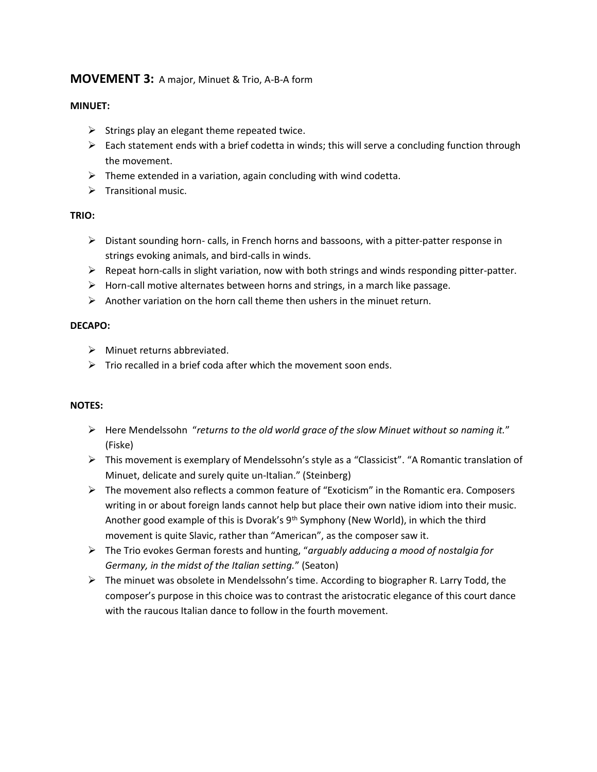## **MOVEMENT 3:** A major, Minuet & Trio, A-B-A form

**MINUET:**

- Strings play an elegant theme repeated twice.
- Each statement ends with a brief codetta in winds; this will serve a concluding function through the movement.
- Theme extended in a variation, again concluding with wind codetta.
- Transitional music.

**TRIO:**

- Distant sounding horn- calls, in French horns and bassoons, with a pitter-patter response in strings evoking animals, and bird-calls in winds.
- Repeat horn-calls in slight variation, now with both strings and winds responding pitter-patter.
- Horn-call motive alternates between horns and strings, in a march like passage.
- Another variation on the horn call theme then ushers in the minuet return.

**DECAPO:**

- Minuet returns abbreviated.
- Trio recalled in a brief coda after which the movement soon ends.

**NOTES:**

- Here Mendelssohn "*returns to the old world grace of the slow Minuet without so naming it.*" (Fiske)
- This movement is exemplary of Mendelssohn's style as a "Classicist". "A Romantic translation of Minuet, delicate and surely quite un-Italian." (Steinberg)
- The movement also reflects a common feature of "Exoticism" in the Romantic era. Composers writing in or about foreign lands cannot help but place their own native idiom into their music. Another good example of this is Dvorak's 9th Symphony (New World), in which the third movement is quite Slavic, rather than "American", as the composer saw it.
- The Trio evokes German forests and hunting, "*arguably adducing a mood of nostalgia for Germany, in the midst of the Italian setting.*" (Seaton)
- The minuet was obsolete in Mendelssohn's time. According to biographer R. Larry Todd, the composer's purpose in this choice was to contrast the aristocratic elegance of this court dance with the raucous Italian dance to follow in the fourth movement.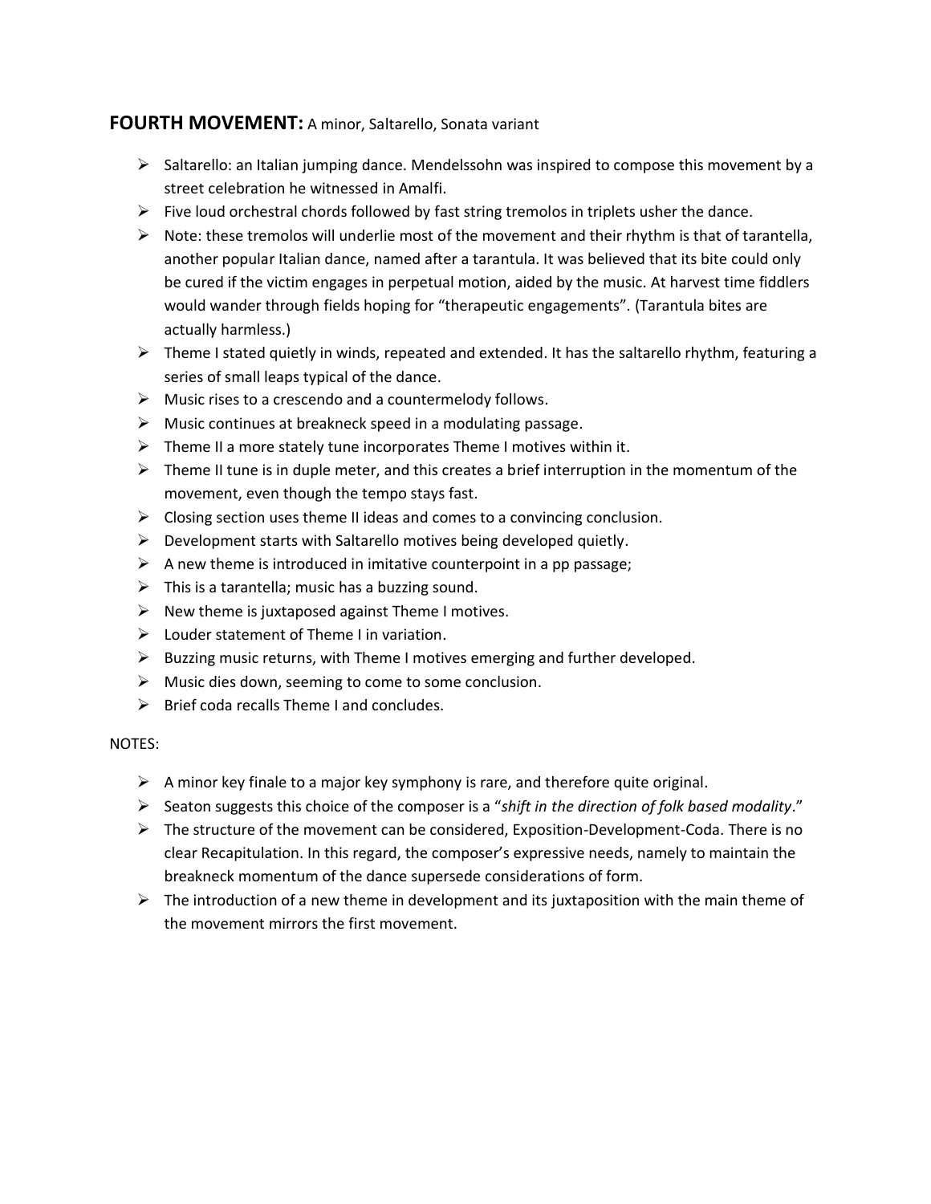## **FOURTH MOVEMENT:** A minor, Saltarello, Sonata variant

- Saltarello: an Italian jumping dance. Mendelssohn was inspired to compose this movement by a street celebration he witnessed in Amalfi.
- Five loud orchestral chords followed by fast string tremolos in triplets usher the dance.
- Note: these tremolos will underlie most of the movement and their rhythm is that of tarantella, another popular Italian dance, named after a tarantula. It was believed that its bite could only be cured if the victim engages in perpetual motion, aided by the music. At harvest time fiddlers would wander through fields hoping for "therapeutic engagements". (Tarantula bites are actually harmless.)
- Theme I stated quietly in winds, repeated and extended. It has the saltarello rhythm, featuring a series of small leaps typical of the dance.
- Music rises to a crescendo and a countermelody follows.
- Music continues at breakneck speed in a modulating passage.
- Theme II a more stately tune incorporates Theme I motives within it.
- Theme II tune is in duple meter, and this creates a brief interruption in the momentum of the movement, even though the tempo stays fast.
- Closing section uses theme II ideas and comes to a convincing conclusion.
- Development starts with Saltarello motives being developed quietly.
- A new theme is introduced in imitative counterpoint in a pp passage;
- This is a tarantella; music has a buzzing sound.
- New theme is juxtaposed against Theme I motives.
- Louder statement of Theme I in variation.
- Buzzing music returns, with Theme I motives emerging and further developed.
- Music dies down, seeming to come to some conclusion.
- Brief coda recalls Theme I and concludes.

NOTES:

- A minor key finale to a major key symphony is rare, and therefore quite original.
- Seaton suggests this choice of the composer is a "*shift in the direction of folk based modality*."
- The structure of the movement can be considered, Exposition-Development-Coda. There is no clear Recapitulation. In this regard, the composer's expressive needs, namely to maintain the breakneck momentum of the dance supersede considerations of form.
- The introduction of a new theme in development and its juxtaposition with the main theme of the movement mirrors the first movement.